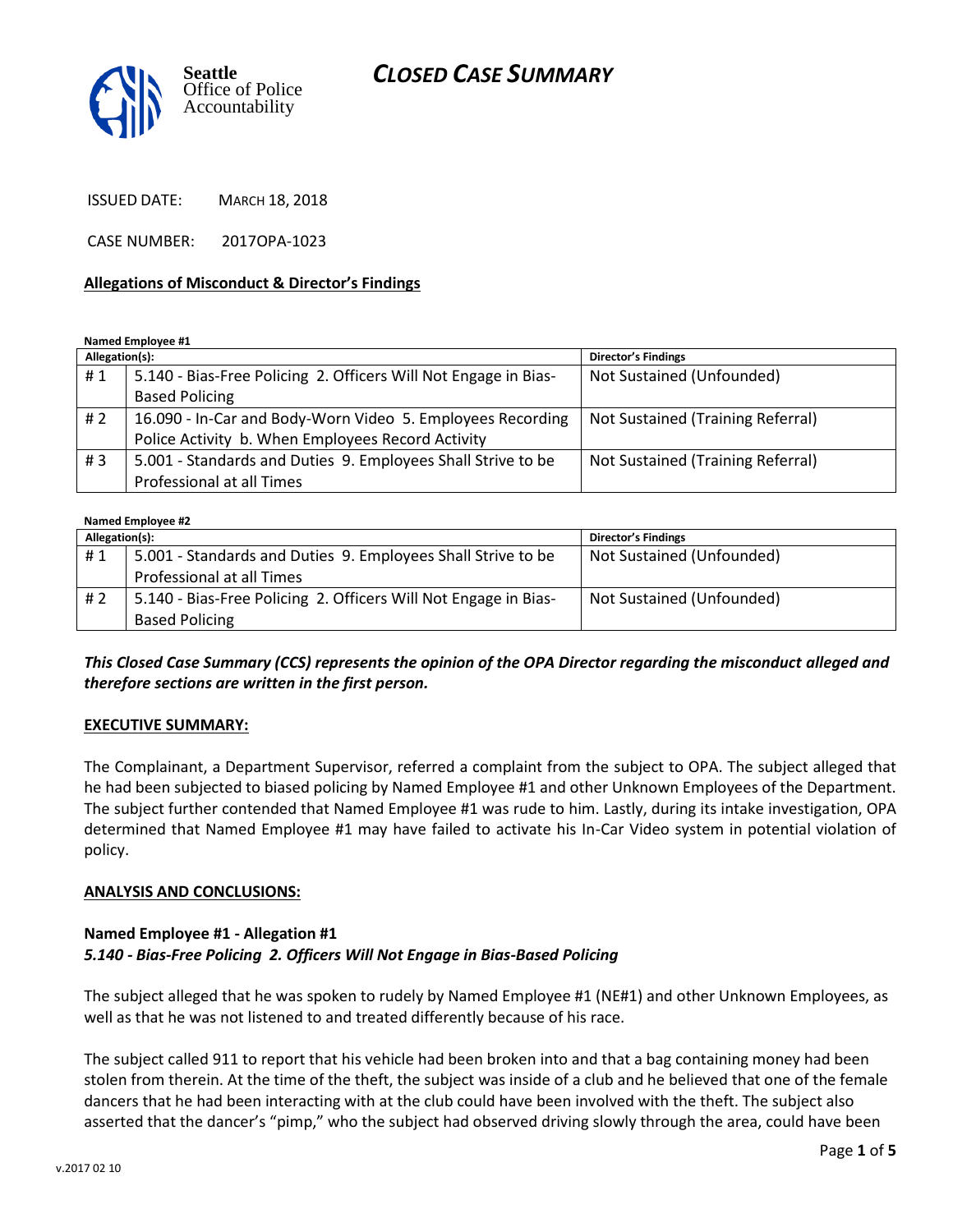# CLOSED CASE SUMMARY

ISSUED DATE: MARCH 18, 2018

CASE NUMBER: 2017OPA-1023

**Allegations of Misconduct & Director's Findings**

**Named Employee #1**

| Allegation(s): | | Director's Findings |
|---|---|---|
| # 1 | 5.140 - Bias-Free Policing 2. Officers Will Not Engage in Bias-Based Policing | Not Sustained (Unfounded) |
| # 2 | 16.090 - In-Car and Body-Worn Video 5. Employees Recording Police Activity b. When Employees Record Activity | Not Sustained (Training Referral) |
| # 3 | 5.001 - Standards and Duties 9. Employees Shall Strive to be Professional at all Times | Not Sustained (Training Referral) |

**Named Employee #2**

| Allegation(s): | | Director's Findings |
|---|---|---|
| # 1 | 5.001 - Standards and Duties 9. Employees Shall Strive to be Professional at all Times | Not Sustained (Unfounded) |
| # 2 | 5.140 - Bias-Free Policing 2. Officers Will Not Engage in Bias-Based Policing | Not Sustained (Unfounded) |

***This Closed Case Summary (CCS) represents the opinion of the OPA Director regarding the misconduct alleged and therefore sections are written in the first person.***

**EXECUTIVE SUMMARY:**

The Complainant, a Department Supervisor, referred a complaint from the subject to OPA. The subject alleged that he had been subjected to biased policing by Named Employee #1 and other Unknown Employees of the Department. The subject further contended that Named Employee #1 was rude to him. Lastly, during its intake investigation, OPA determined that Named Employee #1 may have failed to activate his In-Car Video system in potential violation of policy.

**ANALYSIS AND CONCLUSIONS:**

**Named Employee #1 - Allegation #1**
***5.140 - Bias-Free Policing 2. Officers Will Not Engage in Bias-Based Policing***

The subject alleged that he was spoken to rudely by Named Employee #1 (NE#1) and other Unknown Employees, as well as that he was not listened to and treated differently because of his race.

The subject called 911 to report that his vehicle had been broken into and that a bag containing money had been stolen from therein. At the time of the theft, the subject was inside of a club and he believed that one of the female dancers that he had been interacting with at the club could have been involved with the theft. The subject also asserted that the dancer's "pimp," who the subject had observed driving slowly through the area, could have been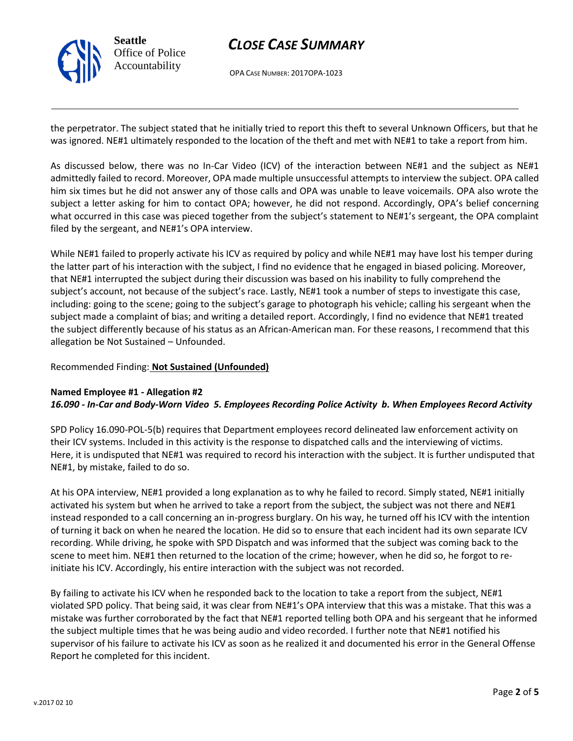the perpetrator. The subject stated that he initially tried to report this theft to several Unknown Officers, but that he was ignored. NE#1 ultimately responded to the location of the theft and met with NE#1 to take a report from him.

As discussed below, there was no In-Car Video (ICV) of the interaction between NE#1 and the subject as NE#1 admittedly failed to record. Moreover, OPA made multiple unsuccessful attempts to interview the subject. OPA called him six times but he did not answer any of those calls and OPA was unable to leave voicemails. OPA also wrote the subject a letter asking for him to contact OPA; however, he did not respond. Accordingly, OPA's belief concerning what occurred in this case was pieced together from the subject's statement to NE#1's sergeant, the OPA complaint filed by the sergeant, and NE#1's OPA interview.

While NE#1 failed to properly activate his ICV as required by policy and while NE#1 may have lost his temper during the latter part of his interaction with the subject, I find no evidence that he engaged in biased policing. Moreover, that NE#1 interrupted the subject during their discussion was based on his inability to fully comprehend the subject's account, not because of the subject's race. Lastly, NE#1 took a number of steps to investigate this case, including: going to the scene; going to the subject's garage to photograph his vehicle; calling his sergeant when the subject made a complaint of bias; and writing a detailed report. Accordingly, I find no evidence that NE#1 treated the subject differently because of his status as an African-American man. For these reasons, I recommend that this allegation be Not Sustained – Unfounded.

Recommended Finding: **Not Sustained (Unfounded)**

**Named Employee #1 - Allegation #2**
***16.090 - In-Car and Body-Worn Video 5. Employees Recording Police Activity b. When Employees Record Activity***

SPD Policy 16.090-POL-5(b) requires that Department employees record delineated law enforcement activity on their ICV systems. Included in this activity is the response to dispatched calls and the interviewing of victims. Here, it is undisputed that NE#1 was required to record his interaction with the subject. It is further undisputed that NE#1, by mistake, failed to do so.

At his OPA interview, NE#1 provided a long explanation as to why he failed to record. Simply stated, NE#1 initially activated his system but when he arrived to take a report from the subject, the subject was not there and NE#1 instead responded to a call concerning an in-progress burglary. On his way, he turned off his ICV with the intention of turning it back on when he neared the location. He did so to ensure that each incident had its own separate ICV recording. While driving, he spoke with SPD Dispatch and was informed that the subject was coming back to the scene to meet him. NE#1 then returned to the location of the crime; however, when he did so, he forgot to re-initiate his ICV. Accordingly, his entire interaction with the subject was not recorded.

By failing to activate his ICV when he responded back to the location to take a report from the subject, NE#1 violated SPD policy. That being said, it was clear from NE#1's OPA interview that this was a mistake. That this was a mistake was further corroborated by the fact that NE#1 reported telling both OPA and his sergeant that he informed the subject multiple times that he was being audio and video recorded. I further note that NE#1 notified his supervisor of his failure to activate his ICV as soon as he realized it and documented his error in the General Offense Report he completed for this incident.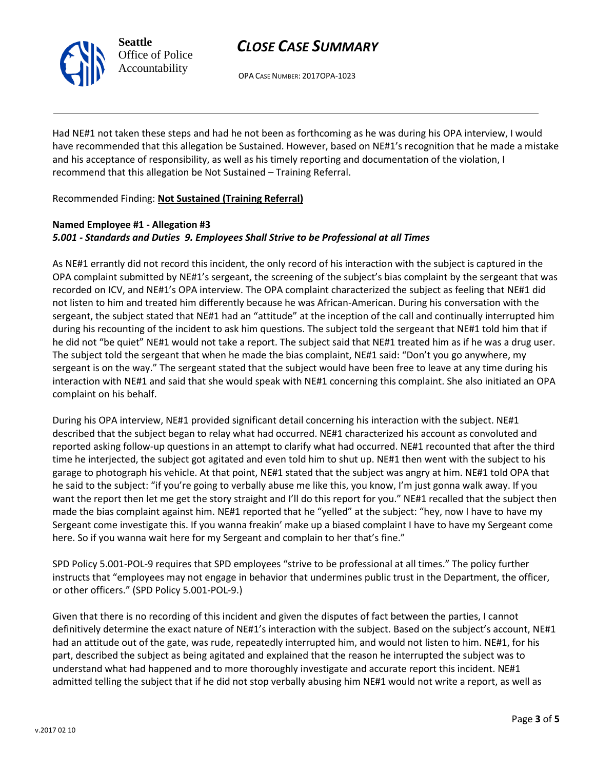Had NE#1 not taken these steps and had he not been as forthcoming as he was during his OPA interview, I would have recommended that this allegation be Sustained. However, based on NE#1's recognition that he made a mistake and his acceptance of responsibility, as well as his timely reporting and documentation of the violation, I recommend that this allegation be Not Sustained – Training Referral.

Recommended Finding: **Not Sustained (Training Referral)**

**Named Employee #1 - Allegation #3**
***5.001 - Standards and Duties 9. Employees Shall Strive to be Professional at all Times***

As NE#1 errantly did not record this incident, the only record of his interaction with the subject is captured in the OPA complaint submitted by NE#1's sergeant, the screening of the subject's bias complaint by the sergeant that was recorded on ICV, and NE#1's OPA interview. The OPA complaint characterized the subject as feeling that NE#1 did not listen to him and treated him differently because he was African-American. During his conversation with the sergeant, the subject stated that NE#1 had an "attitude" at the inception of the call and continually interrupted him during his recounting of the incident to ask him questions. The subject told the sergeant that NE#1 told him that if he did not "be quiet" NE#1 would not take a report. The subject said that NE#1 treated him as if he was a drug user. The subject told the sergeant that when he made the bias complaint, NE#1 said: "Don't you go anywhere, my sergeant is on the way." The sergeant stated that the subject would have been free to leave at any time during his interaction with NE#1 and said that she would speak with NE#1 concerning this complaint. She also initiated an OPA complaint on his behalf.

During his OPA interview, NE#1 provided significant detail concerning his interaction with the subject. NE#1 described that the subject began to relay what had occurred. NE#1 characterized his account as convoluted and reported asking follow-up questions in an attempt to clarify what had occurred. NE#1 recounted that after the third time he interjected, the subject got agitated and even told him to shut up. NE#1 then went with the subject to his garage to photograph his vehicle. At that point, NE#1 stated that the subject was angry at him. NE#1 told OPA that he said to the subject: "if you're going to verbally abuse me like this, you know, I'm just gonna walk away. If you want the report then let me get the story straight and I'll do this report for you." NE#1 recalled that the subject then made the bias complaint against him. NE#1 reported that he "yelled" at the subject: "hey, now I have to have my Sergeant come investigate this. If you wanna freakin' make up a biased complaint I have to have my Sergeant come here. So if you wanna wait here for my Sergeant and complain to her that's fine."

SPD Policy 5.001-POL-9 requires that SPD employees "strive to be professional at all times." The policy further instructs that "employees may not engage in behavior that undermines public trust in the Department, the officer, or other officers." (SPD Policy 5.001-POL-9.)

Given that there is no recording of this incident and given the disputes of fact between the parties, I cannot definitively determine the exact nature of NE#1's interaction with the subject. Based on the subject's account, NE#1 had an attitude out of the gate, was rude, repeatedly interrupted him, and would not listen to him. NE#1, for his part, described the subject as being agitated and explained that the reason he interrupted the subject was to understand what had happened and to more thoroughly investigate and accurate report this incident. NE#1 admitted telling the subject that if he did not stop verbally abusing him NE#1 would not write a report, as well as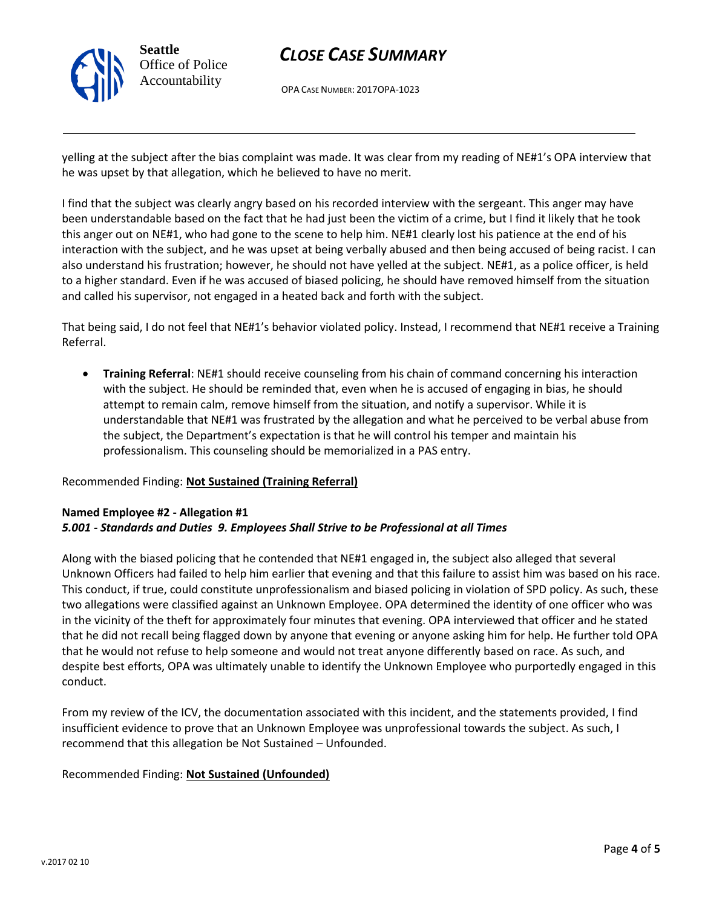yelling at the subject after the bias complaint was made. It was clear from my reading of NE#1's OPA interview that he was upset by that allegation, which he believed to have no merit.

I find that the subject was clearly angry based on his recorded interview with the sergeant. This anger may have been understandable based on the fact that he had just been the victim of a crime, but I find it likely that he took this anger out on NE#1, who had gone to the scene to help him. NE#1 clearly lost his patience at the end of his interaction with the subject, and he was upset at being verbally abused and then being accused of being racist. I can also understand his frustration; however, he should not have yelled at the subject. NE#1, as a police officer, is held to a higher standard. Even if he was accused of biased policing, he should have removed himself from the situation and called his supervisor, not engaged in a heated back and forth with the subject.

That being said, I do not feel that NE#1's behavior violated policy. Instead, I recommend that NE#1 receive a Training Referral.

- **Training Referral**: NE#1 should receive counseling from his chain of command concerning his interaction with the subject. He should be reminded that, even when he is accused of engaging in bias, he should attempt to remain calm, remove himself from the situation, and notify a supervisor. While it is understandable that NE#1 was frustrated by the allegation and what he perceived to be verbal abuse from the subject, the Department's expectation is that he will control his temper and maintain his professionalism. This counseling should be memorialized in a PAS entry.

Recommended Finding: **Not Sustained (Training Referral)**

**Named Employee #2 - Allegation #1**
***5.001 - Standards and Duties 9. Employees Shall Strive to be Professional at all Times***

Along with the biased policing that he contended that NE#1 engaged in, the subject also alleged that several Unknown Officers had failed to help him earlier that evening and that this failure to assist him was based on his race. This conduct, if true, could constitute unprofessionalism and biased policing in violation of SPD policy. As such, these two allegations were classified against an Unknown Employee. OPA determined the identity of one officer who was in the vicinity of the theft for approximately four minutes that evening. OPA interviewed that officer and he stated that he did not recall being flagged down by anyone that evening or anyone asking him for help. He further told OPA that he would not refuse to help someone and would not treat anyone differently based on race. As such, and despite best efforts, OPA was ultimately unable to identify the Unknown Employee who purportedly engaged in this conduct.

From my review of the ICV, the documentation associated with this incident, and the statements provided, I find insufficient evidence to prove that an Unknown Employee was unprofessional towards the subject. As such, I recommend that this allegation be Not Sustained – Unfounded.

Recommended Finding: **Not Sustained (Unfounded)**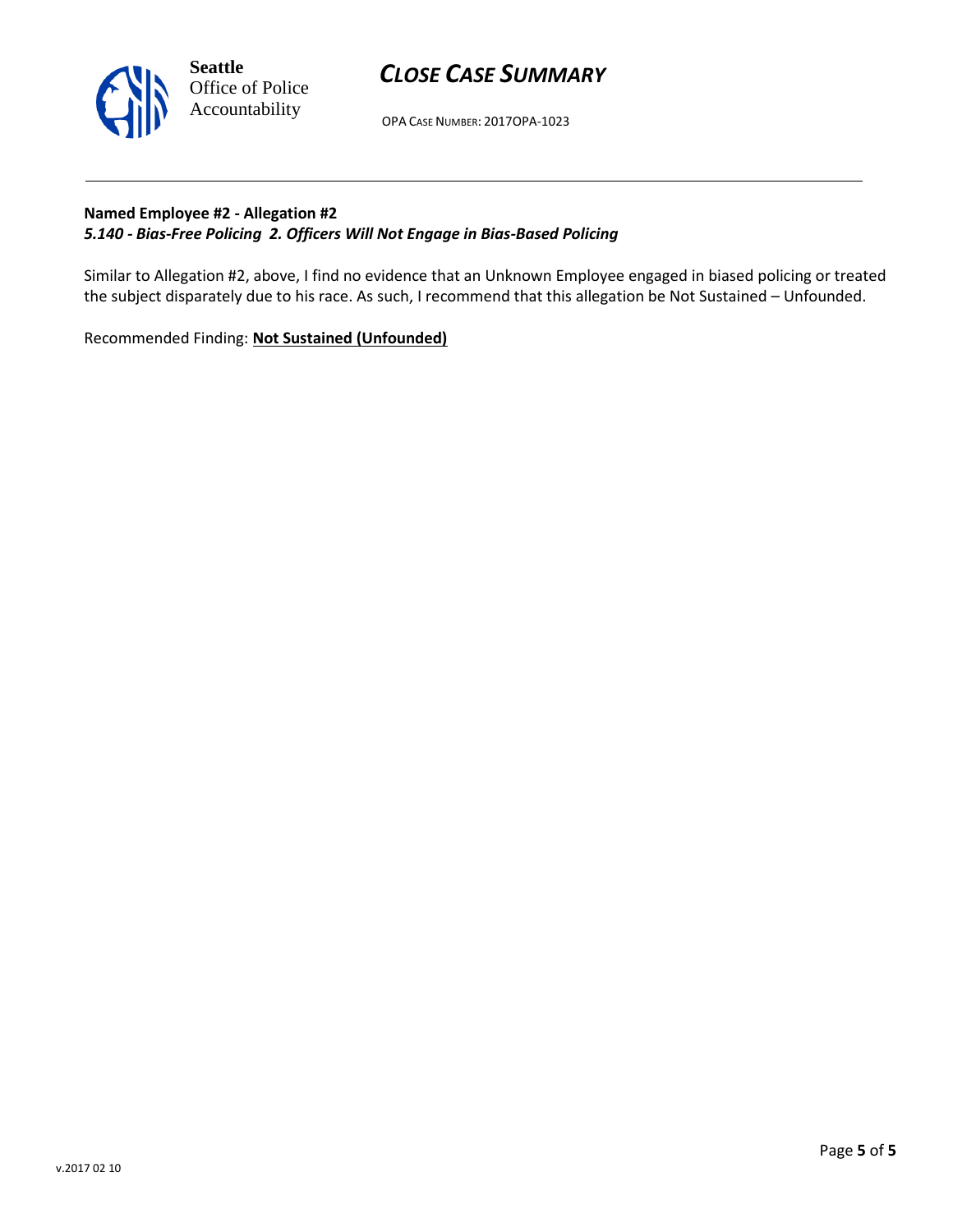**Named Employee #2 - Allegation #2**
***5.140 - Bias-Free Policing 2. Officers Will Not Engage in Bias-Based Policing***

Similar to Allegation #2, above, I find no evidence that an Unknown Employee engaged in biased policing or treated the subject disparately due to his race. As such, I recommend that this allegation be Not Sustained – Unfounded.

Recommended Finding: **Not Sustained (Unfounded)**